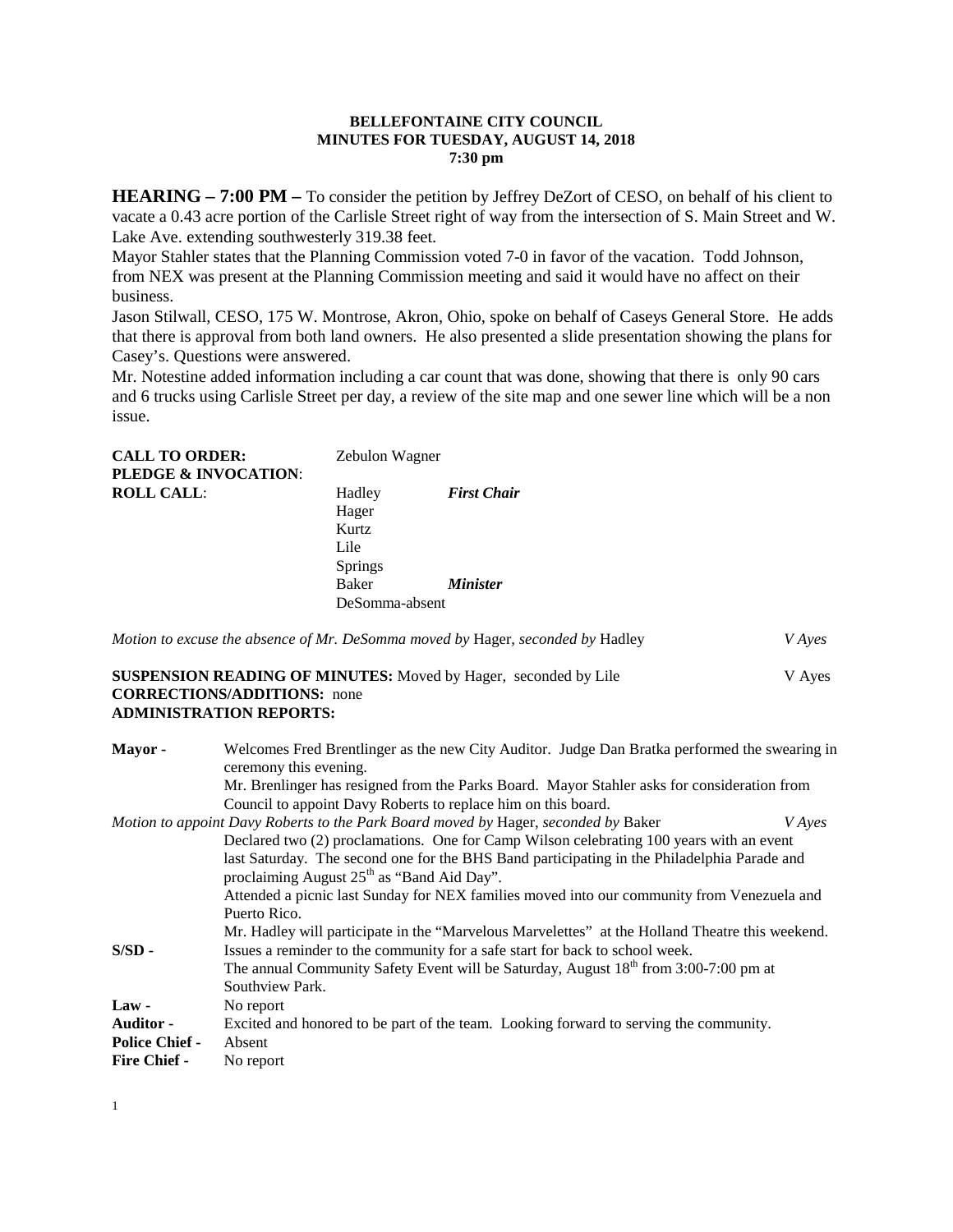**BELLEFONTAINE CITY COUNCIL**
**MINUTES FOR TUESDAY, AUGUST 14, 2018**
**7:30 pm**

**HEARING – 7:00 PM –** To consider the petition by Jeffrey DeZort of CESO, on behalf of his client to vacate a 0.43 acre portion of the Carlisle Street right of way from the intersection of S. Main Street and W. Lake Ave. extending southwesterly 319.38 feet.

Mayor Stahler states that the Planning Commission voted 7-0 in favor of the vacation. Todd Johnson, from NEX was present at the Planning Commission meeting and said it would have no affect on their business.

Jason Stilwall, CESO, 175 W. Montrose, Akron, Ohio, spoke on behalf of Caseys General Store. He adds that there is approval from both land owners. He also presented a slide presentation showing the plans for Casey's. Questions were answered.

Mr. Notestine added information including a car count that was done, showing that there is only 90 cars and 6 trucks using Carlisle Street per day, a review of the site map and one sewer line which will be a non issue.

| | | |
|---|---|---|
| **CALL TO ORDER:** | Zebulon Wagner | |
| **PLEDGE & INVOCATION**: | | |
| **ROLL CALL**: | Hadley | ***First Chair*** |
| | Hager | |
| | Kurtz | |
| | Lile | |
| | Springs | |
| | Baker | ***Minister*** |
| | DeSomma-absent | |

*Motion to excuse the absence of Mr. DeSomma moved by* Hager, *seconded by* Hadley *V Ayes*

**SUSPENSION READING OF MINUTES:** Moved by Hager, seconded by Lile V Ayes
**CORRECTIONS/ADDITIONS:** none
**ADMINISTRATION REPORTS:**

**Mayor -** Welcomes Fred Brentlinger as the new City Auditor. Judge Dan Bratka performed the swearing in ceremony this evening.

Mr. Brenlinger has resigned from the Parks Board. Mayor Stahler asks for consideration from Council to appoint Davy Roberts to replace him on this board.

*Motion to appoint Davy Roberts to the Park Board moved by* Hager, *seconded by* Baker *V Ayes*

Declared two (2) proclamations. One for Camp Wilson celebrating 100 years with an event last Saturday. The second one for the BHS Band participating in the Philadelphia Parade and proclaiming August 25th as "Band Aid Day".

Attended a picnic last Sunday for NEX families moved into our community from Venezuela and Puerto Rico.

Mr. Hadley will participate in the "Marvelous Marvelettes" at the Holland Theatre this weekend.

**S/SD -** Issues a reminder to the community for a safe start for back to school week.
The annual Community Safety Event will be Saturday, August 18th from 3:00-7:00 pm at Southview Park.

**Law -** No report

**Auditor -** Excited and honored to be part of the team. Looking forward to serving the community.

**Police Chief -** Absent

**Fire Chief -** No report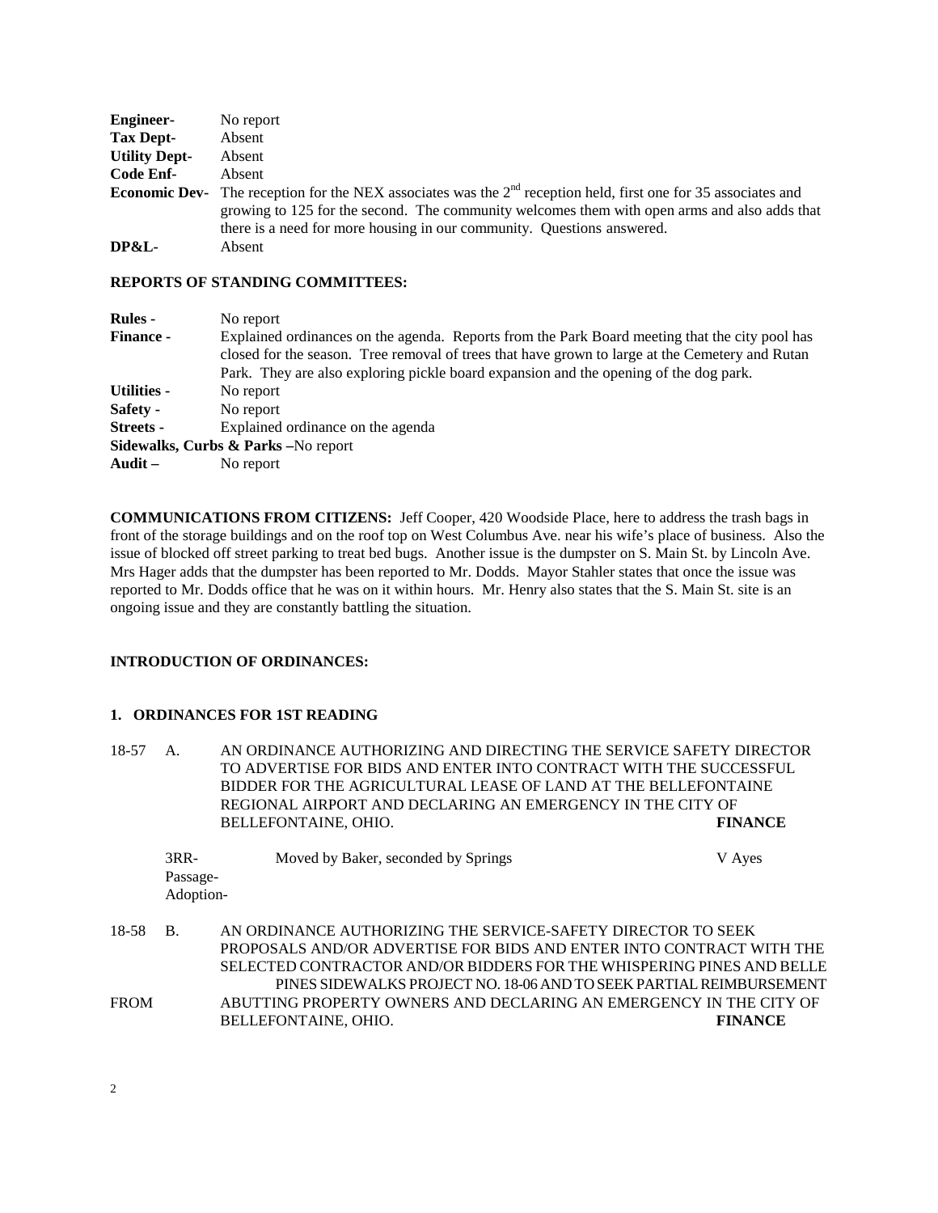**Engineer-** No report
**Tax Dept-** Absent
**Utility Dept-** Absent
**Code Enf-** Absent
**Economic Dev-** The reception for the NEX associates was the 2nd reception held, first one for 35 associates and growing to 125 for the second. The community welcomes them with open arms and also adds that there is a need for more housing in our community. Questions answered.
**DP&L-** Absent

**REPORTS OF STANDING COMMITTEES:**

**Rules -** No report
**Finance -** Explained ordinances on the agenda. Reports from the Park Board meeting that the city pool has closed for the season. Tree removal of trees that have grown to large at the Cemetery and Rutan Park. They are also exploring pickle board expansion and the opening of the dog park.
**Utilities -** No report
**Safety -** No report
**Streets -** Explained ordinance on the agenda
**Sidewalks, Curbs & Parks –**No report
**Audit –** No report

**COMMUNICATIONS FROM CITIZENS:** Jeff Cooper, 420 Woodside Place, here to address the trash bags in front of the storage buildings and on the roof top on West Columbus Ave. near his wife's place of business. Also the issue of blocked off street parking to treat bed bugs. Another issue is the dumpster on S. Main St. by Lincoln Ave. Mrs Hager adds that the dumpster has been reported to Mr. Dodds. Mayor Stahler states that once the issue was reported to Mr. Dodds office that he was on it within hours. Mr. Henry also states that the S. Main St. site is an ongoing issue and they are constantly battling the situation.

**INTRODUCTION OF ORDINANCES:**

**1. ORDINANCES FOR 1ST READING**

18-57 A. AN ORDINANCE AUTHORIZING AND DIRECTING THE SERVICE SAFETY DIRECTOR TO ADVERTISE FOR BIDS AND ENTER INTO CONTRACT WITH THE SUCCESSFUL BIDDER FOR THE AGRICULTURAL LEASE OF LAND AT THE BELLEFONTAINE REGIONAL AIRPORT AND DECLARING AN EMERGENCY IN THE CITY OF BELLEFONTAINE, OHIO. **FINANCE**

3RR- Moved by Baker, seconded by Springs V Ayes
Passage-
Adoption-

18-58 B. AN ORDINANCE AUTHORIZING THE SERVICE-SAFETY DIRECTOR TO SEEK PROPOSALS AND/OR ADVERTISE FOR BIDS AND ENTER INTO CONTRACT WITH THE SELECTED CONTRACTOR AND/OR BIDDERS FOR THE WHISPERING PINES AND BELLE PINES SIDEWALKS PROJECT NO. 18-06 AND TO SEEK PARTIAL REIMBURSEMENT FROM ABUTTING PROPERTY OWNERS AND DECLARING AN EMERGENCY IN THE CITY OF BELLEFONTAINE, OHIO. **FINANCE**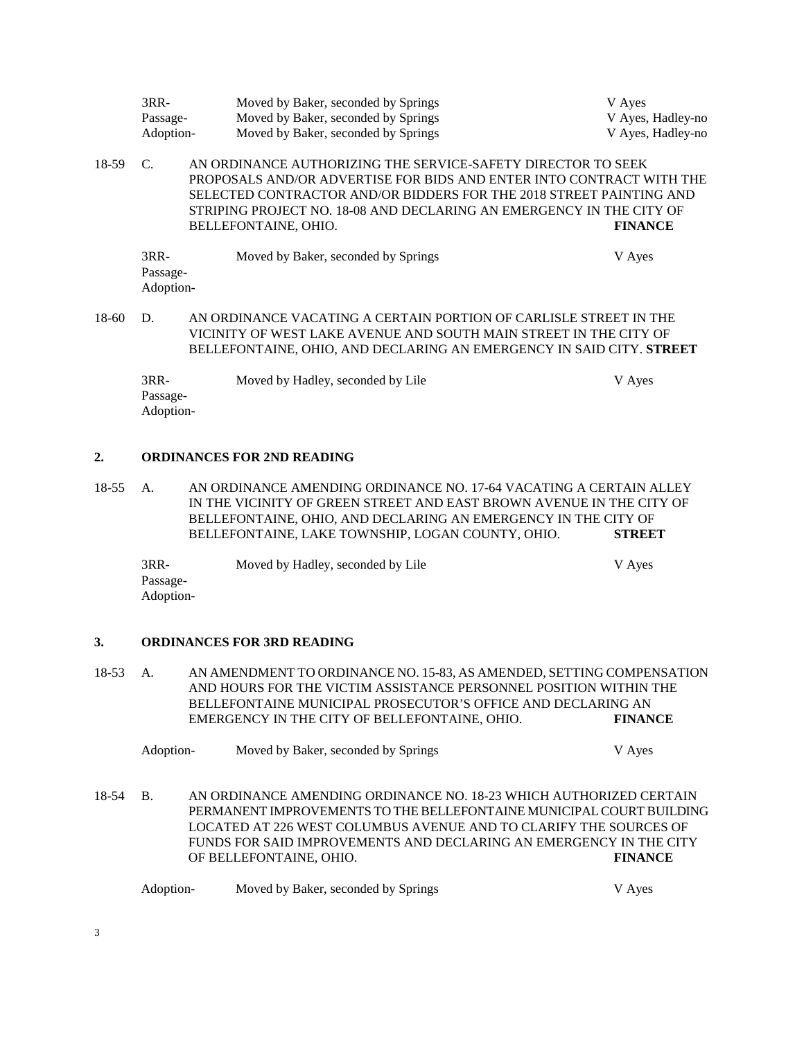| | | |
|---|---|---|
| 3RR- | Moved by Baker, seconded by Springs | V Ayes |
| Passage- | Moved by Baker, seconded by Springs | V Ayes, Hadley-no |
| Adoption- | Moved by Baker, seconded by Springs | V Ayes, Hadley-no |

18-59 C. AN ORDINANCE AUTHORIZING THE SERVICE-SAFETY DIRECTOR TO SEEK PROPOSALS AND/OR ADVERTISE FOR BIDS AND ENTER INTO CONTRACT WITH THE SELECTED CONTRACTOR AND/OR BIDDERS FOR THE 2018 STREET PAINTING AND STRIPING PROJECT NO. 18-08 AND DECLARING AN EMERGENCY IN THE CITY OF BELLEFONTAINE, OHIO. **FINANCE**

| | | |
|---|---|---|
| 3RR- | Moved by Baker, seconded by Springs | V Ayes |
| Passage- | | |
| Adoption- | | |

18-60 D. AN ORDINANCE VACATING A CERTAIN PORTION OF CARLISLE STREET IN THE VICINITY OF WEST LAKE AVENUE AND SOUTH MAIN STREET IN THE CITY OF BELLEFONTAINE, OHIO, AND DECLARING AN EMERGENCY IN SAID CITY. **STREET**

| | | |
|---|---|---|
| 3RR- | Moved by Hadley, seconded by Lile | V Ayes |
| Passage- | | |
| Adoption- | | |

## 2. ORDINANCES FOR 2ND READING

18-55 A. AN ORDINANCE AMENDING ORDINANCE NO. 17-64 VACATING A CERTAIN ALLEY IN THE VICINITY OF GREEN STREET AND EAST BROWN AVENUE IN THE CITY OF BELLEFONTAINE, OHIO, AND DECLARING AN EMERGENCY IN THE CITY OF BELLEFONTAINE, LAKE TOWNSHIP, LOGAN COUNTY, OHIO. **STREET**

| | | |
|---|---|---|
| 3RR- | Moved by Hadley, seconded by Lile | V Ayes |
| Passage- | | |
| Adoption- | | |

## 3. ORDINANCES FOR 3RD READING

18-53 A. AN AMENDMENT TO ORDINANCE NO. 15-83, AS AMENDED, SETTING COMPENSATION AND HOURS FOR THE VICTIM ASSISTANCE PERSONNEL POSITION WITHIN THE BELLEFONTAINE MUNICIPAL PROSECUTOR'S OFFICE AND DECLARING AN EMERGENCY IN THE CITY OF BELLEFONTAINE, OHIO. **FINANCE**

| | | |
|---|---|---|
| Adoption- | Moved by Baker, seconded by Springs | V Ayes |

18-54 B. AN ORDINANCE AMENDING ORDINANCE NO. 18-23 WHICH AUTHORIZED CERTAIN PERMANENT IMPROVEMENTS TO THE BELLEFONTAINE MUNICIPAL COURT BUILDING LOCATED AT 226 WEST COLUMBUS AVENUE AND TO CLARIFY THE SOURCES OF FUNDS FOR SAID IMPROVEMENTS AND DECLARING AN EMERGENCY IN THE CITY OF BELLEFONTAINE, OHIO. **FINANCE**

| | | |
|---|---|---|
| Adoption- | Moved by Baker, seconded by Springs | V Ayes |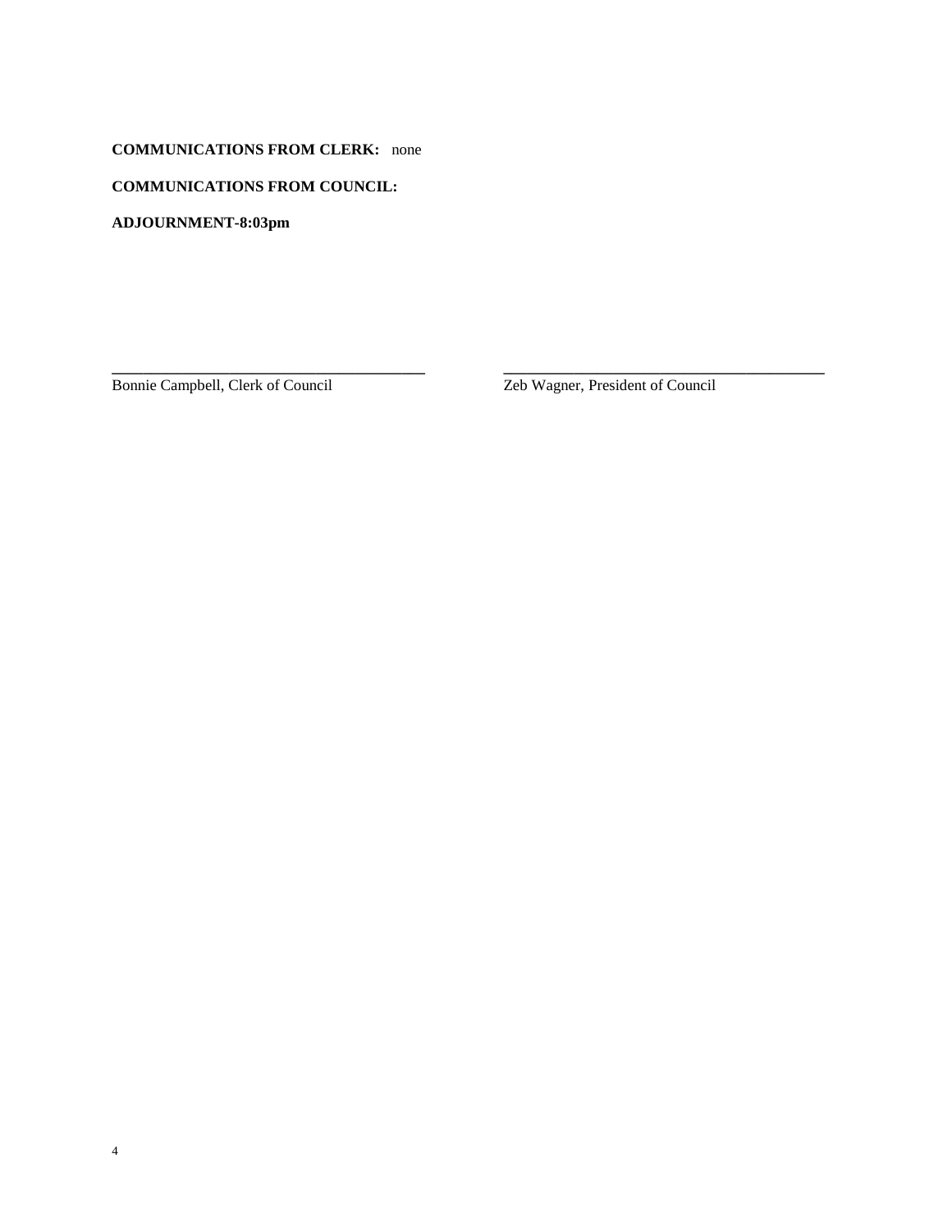**COMMUNICATIONS FROM CLERK:** none

**COMMUNICATIONS FROM COUNCIL:**

**ADJOURNMENT-8:03pm**

\_\_\_\_\_\_\_\_\_\_\_\_\_\_\_\_\_\_\_\_\_\_\_\_\_\_\_\_\_\_\_\_\_\_\_\_\_\_\_\_
Bonnie Campbell, Clerk of Council

\_\_\_\_\_\_\_\_\_\_\_\_\_\_\_\_\_\_\_\_\_\_\_\_\_\_\_\_\_\_\_\_\_\_\_\_\_\_\_\_
Zeb Wagner, President of Council